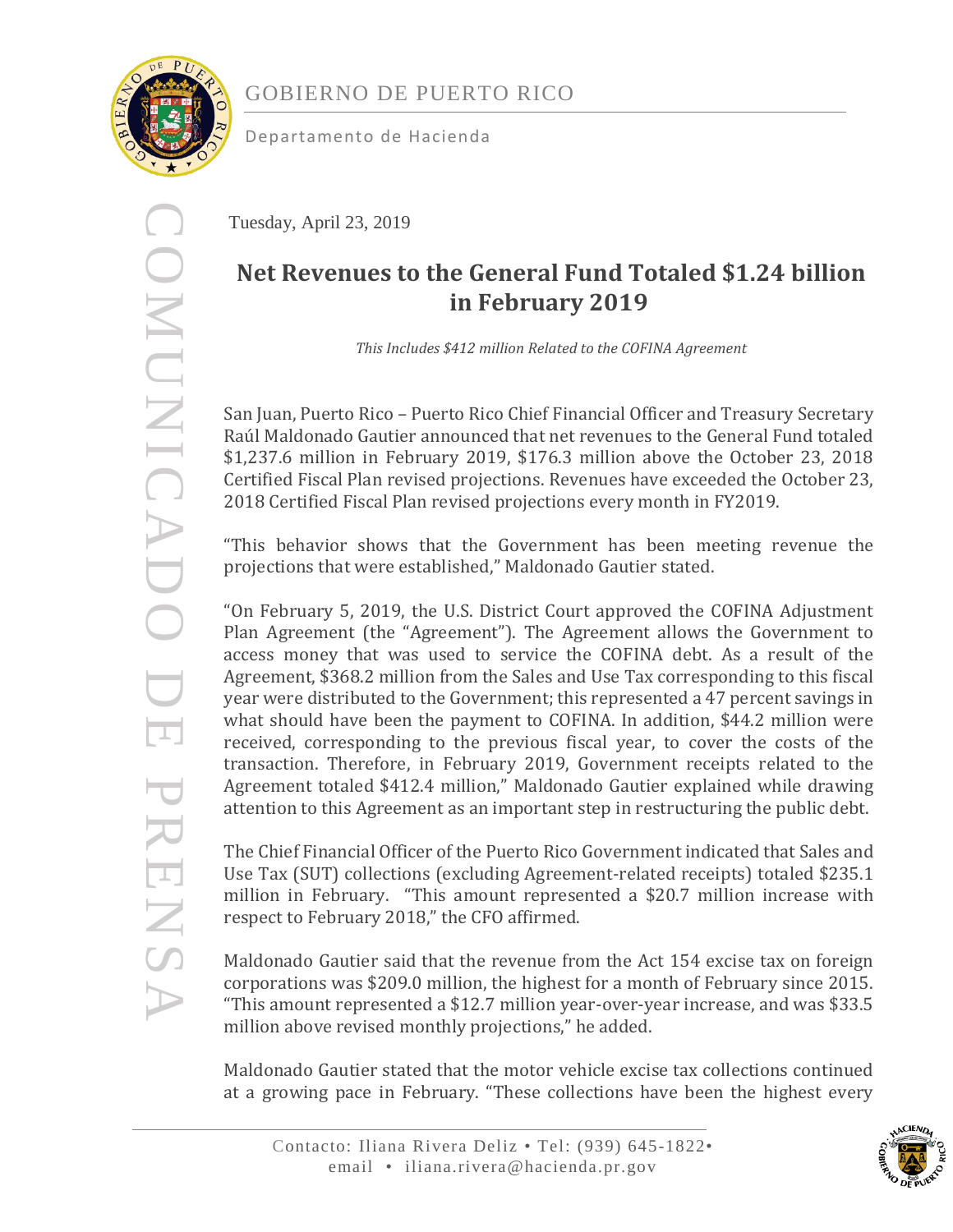GOBIERNO DE PUERTO RICO

Departamento de Hacienda

COMUNICADO DE PRENSA

Tuesday, April 23, 2019

# Net Revenues to the General Fund Totaled $1.24 billion in February 2019

*This Includes $412 million Related to the COFINA Agreement*

San Juan, Puerto Rico – Puerto Rico Chief Financial Officer and Treasury Secretary Raúl Maldonado Gautier announced that net revenues to the General Fund totaled $1,237.6 million in February 2019, $176.3 million above the October 23, 2018 Certified Fiscal Plan revised projections. Revenues have exceeded the October 23, 2018 Certified Fiscal Plan revised projections every month in FY2019.

"This behavior shows that the Government has been meeting revenue the projections that were established," Maldonado Gautier stated.

"On February 5, 2019, the U.S. District Court approved the COFINA Adjustment Plan Agreement (the "Agreement"). The Agreement allows the Government to access money that was used to service the COFINA debt. As a result of the Agreement, $368.2 million from the Sales and Use Tax corresponding to this fiscal year were distributed to the Government; this represented a 47 percent savings in what should have been the payment to COFINA. In addition, $44.2 million were received, corresponding to the previous fiscal year, to cover the costs of the transaction. Therefore, in February 2019, Government receipts related to the Agreement totaled $412.4 million," Maldonado Gautier explained while drawing attention to this Agreement as an important step in restructuring the public debt.

The Chief Financial Officer of the Puerto Rico Government indicated that Sales and Use Tax (SUT) collections (excluding Agreement-related receipts) totaled $235.1 million in February. "This amount represented a $20.7 million increase with respect to February 2018," the CFO affirmed.

Maldonado Gautier said that the revenue from the Act 154 excise tax on foreign corporations was $209.0 million, the highest for a month of February since 2015. "This amount represented a $12.7 million year-over-year increase, and was $33.5 million above revised monthly projections," he added.

Maldonado Gautier stated that the motor vehicle excise tax collections continued at a growing pace in February. "These collections have been the highest every

Contacto: Iliana Rivera Deliz • Tel: (939) 645-1822• email • iliana.rivera@hacienda.pr.gov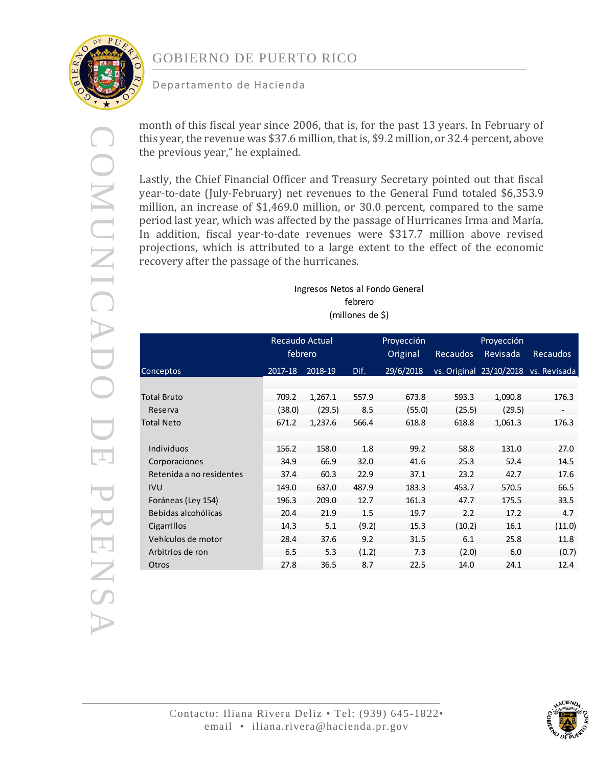month of this fiscal year since 2006, that is, for the past 13 years. In February of this year, the revenue was $37.6 million, that is, $9.2 million, or 32.4 percent, above the previous year," he explained.

Lastly, the Chief Financial Officer and Treasury Secretary pointed out that fiscal year-to-date (July-February) net revenues to the General Fund totaled $6,353.9 million, an increase of $1,469.0 million, or 30.0 percent, compared to the same period last year, which was affected by the passage of Hurricanes Irma and María. In addition, fiscal year-to-date revenues were $317.7 million above revised projections, which is attributed to a large extent to the effect of the economic recovery after the passage of the hurricanes.

Ingresos Netos al Fondo General
febrero
(millones de $)

| Conceptos | Recaudo Actual febrero 2017-18 | Recaudo Actual febrero 2018-19 | Dif. | Proyección Original 29/6/2018 | Recaudos vs. Original | Proyección Revisada 23/10/2018 | Recaudos vs. Revisada |
|---|---|---|---|---|---|---|---|
| Total Bruto | 709.2 | 1,267.1 | 557.9 | 673.8 | 593.3 | 1,090.8 | 176.3 |
| Reserva | (38.0) | (29.5) | 8.5 | (55.0) | (25.5) | (29.5) | - |
| Total Neto | 671.2 | 1,237.6 | 566.4 | 618.8 | 618.8 | 1,061.3 | 176.3 |
| Individuos | 156.2 | 158.0 | 1.8 | 99.2 | 58.8 | 131.0 | 27.0 |
| Corporaciones | 34.9 | 66.9 | 32.0 | 41.6 | 25.3 | 52.4 | 14.5 |
| Retenida a no residentes | 37.4 | 60.3 | 22.9 | 37.1 | 23.2 | 42.7 | 17.6 |
| IVU | 149.0 | 637.0 | 487.9 | 183.3 | 453.7 | 570.5 | 66.5 |
| Foráneas (Ley 154) | 196.3 | 209.0 | 12.7 | 161.3 | 47.7 | 175.5 | 33.5 |
| Bebidas alcohólicas | 20.4 | 21.9 | 1.5 | 19.7 | 2.2 | 17.2 | 4.7 |
| Cigarrillos | 14.3 | 5.1 | (9.2) | 15.3 | (10.2) | 16.1 | (11.0) |
| Vehículos de motor | 28.4 | 37.6 | 9.2 | 31.5 | 6.1 | 25.8 | 11.8 |
| Arbitrios de ron | 6.5 | 5.3 | (1.2) | 7.3 | (2.0) | 6.0 | (0.7) |
| Otros | 27.8 | 36.5 | 8.7 | 22.5 | 14.0 | 24.1 | 12.4 |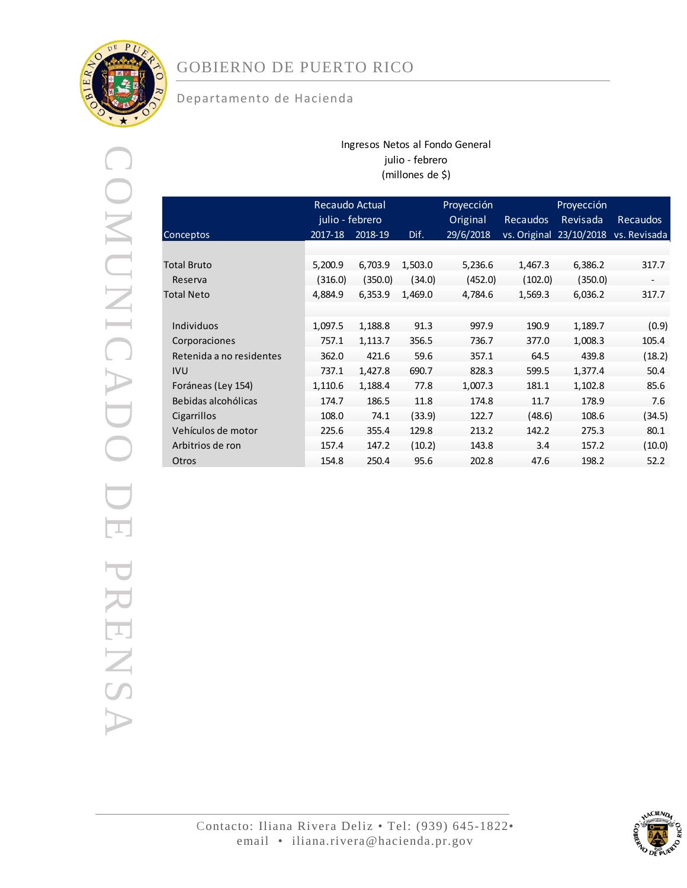GOBIERNO DE PUERTO RICO

Departamento de Hacienda

COMUNICADO DE PRENSA

Ingresos Netos al Fondo General
julio - febrero
(millones de $)

| Conceptos | Recaudo Actual julio - febrero 2017-18 | 2018-19 | Dif. | Proyección Original 29/6/2018 | Recaudos vs. Original | Proyección Revisada 23/10/2018 | Recaudos vs. Revisada |
|---|---|---|---|---|---|---|---|
| Total Bruto | 5,200.9 | 6,703.9 | 1,503.0 | 5,236.6 | 1,467.3 | 6,386.2 | 317.7 |
| Reserva | (316.0) | (350.0) | (34.0) | (452.0) | (102.0) | (350.0) | - |
| Total Neto | 4,884.9 | 6,353.9 | 1,469.0 | 4,784.6 | 1,569.3 | 6,036.2 | 317.7 |
| | | | | | | | |
| Individuos | 1,097.5 | 1,188.8 | 91.3 | 997.9 | 190.9 | 1,189.7 | (0.9) |
| Corporaciones | 757.1 | 1,113.7 | 356.5 | 736.7 | 377.0 | 1,008.3 | 105.4 |
| Retenida a no residentes | 362.0 | 421.6 | 59.6 | 357.1 | 64.5 | 439.8 | (18.2) |
| IVU | 737.1 | 1,427.8 | 690.7 | 828.3 | 599.5 | 1,377.4 | 50.4 |
| Foráneas (Ley 154) | 1,110.6 | 1,188.4 | 77.8 | 1,007.3 | 181.1 | 1,102.8 | 85.6 |
| Bebidas alcohólicas | 174.7 | 186.5 | 11.8 | 174.8 | 11.7 | 178.9 | 7.6 |
| Cigarrillos | 108.0 | 74.1 | (33.9) | 122.7 | (48.6) | 108.6 | (34.5) |
| Vehículos de motor | 225.6 | 355.4 | 129.8 | 213.2 | 142.2 | 275.3 | 80.1 |
| Arbitrios de ron | 157.4 | 147.2 | (10.2) | 143.8 | 3.4 | 157.2 | (10.0) |
| Otros | 154.8 | 250.4 | 95.6 | 202.8 | 47.6 | 198.2 | 52.2 |

Contacto: Iliana Rivera Deliz • Tel: (939) 645-1822•
email • iliana.rivera@hacienda.pr.gov